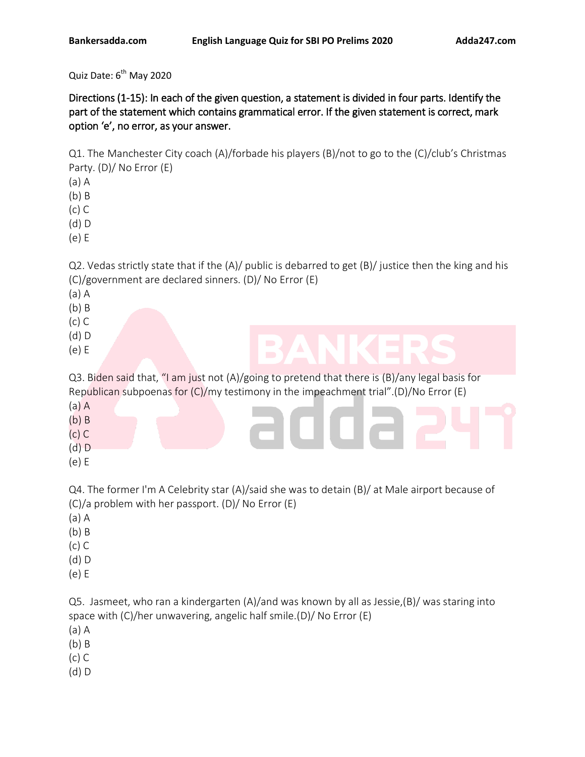Quiz Date: 6th May 2020

**Directions (1-15): In each of the given question, a statement is divided in four parts. Identify the part of the statement which contains grammatical error. If the given statement is correct, mark option 'e', no error, as your answer.**

Q1. The Manchester City coach (A)/forbade his players (B)/not to go to the (C)/club's Christmas Party. (D)/ No Error (E)

(a) A
(b) B
(c) C
(d) D
(e) E

Q2. Vedas strictly state that if the (A)/ public is debarred to get (B)/ justice then the king and his (C)/government are declared sinners. (D)/ No Error (E)

(a) A
(b) B
(c) C
(d) D
(e) E

Q3. Biden said that, "I am just not (A)/going to pretend that there is (B)/any legal basis for Republican subpoenas for (C)/my testimony in the impeachment trial".(D)/No Error (E)

(a) A
(b) B
(c) C
(d) D
(e) E

Q4. The former I'm A Celebrity star (A)/said she was to detain (B)/ at Male airport because of (C)/a problem with her passport. (D)/ No Error (E)

(a) A
(b) B
(c) C
(d) D
(e) E

Q5. Jasmeet, who ran a kindergarten (A)/and was known by all as Jessie,(B)/ was staring into space with (C)/her unwavering, angelic half smile.(D)/ No Error (E)

(a) A
(b) B
(c) C
(d) D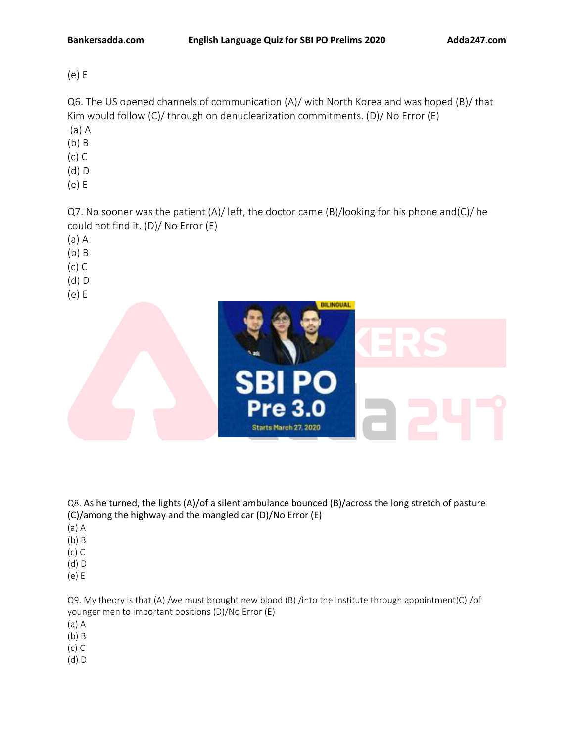(e) E

Q6. The US opened channels of communication (A)/ with North Korea and was hoped (B)/ that Kim would follow (C)/ through on denuclearization commitments. (D)/ No Error (E)

(a) A
(b) B
(c) C
(d) D
(e) E

Q7. No sooner was the patient (A)/ left, the doctor came (B)/looking for his phone and(C)/ he could not find it. (D)/ No Error (E)

(a) A
(b) B
(c) C
(d) D
(e) E

Q8. As he turned, the lights (A)/of a silent ambulance bounced (B)/across the long stretch of pasture (C)/among the highway and the mangled car (D)/No Error (E)

(a) A
(b) B
(c) C
(d) D
(e) E

Q9. My theory is that (A) /we must brought new blood (B) /into the Institute through appointment(C) /of younger men to important positions (D)/No Error (E)

(a) A
(b) B
(c) C
(d) D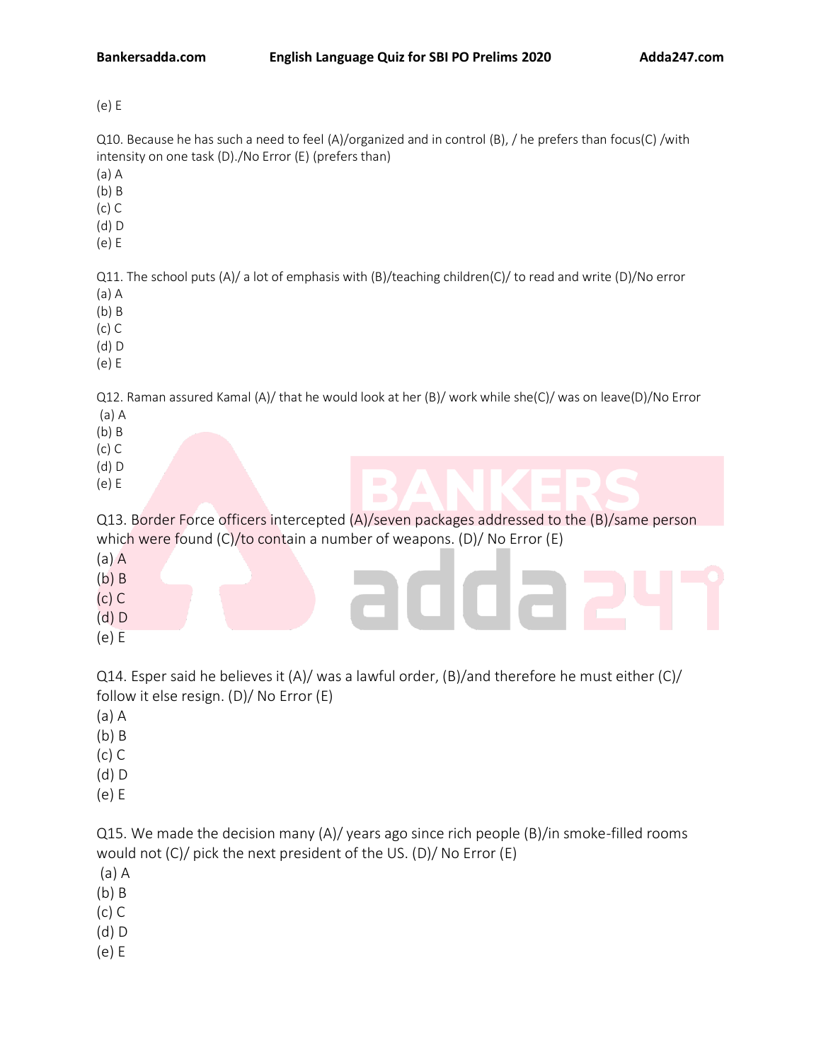(e) E

Q10. Because he has such a need to feel (A)/organized and in control (B), / he prefers than focus(C) /with intensity on one task (D)./No Error (E) (prefers than)

(a) A
(b) B
(c) C
(d) D
(e) E

Q11. The school puts (A)/ a lot of emphasis with (B)/teaching children(C)/ to read and write (D)/No error

(a) A
(b) B
(c) C
(d) D
(e) E

Q12. Raman assured Kamal (A)/ that he would look at her (B)/ work while she(C)/ was on leave(D)/No Error

(a) A
(b) B
(c) C
(d) D
(e) E

Q13. Border Force officers intercepted (A)/seven packages addressed to the (B)/same person which were found (C)/to contain a number of weapons. (D)/ No Error (E)

(a) A
(b) B
(c) C
(d) D
(e) E

Q14. Esper said he believes it (A)/ was a lawful order, (B)/and therefore he must either (C)/ follow it else resign. (D)/ No Error (E)

(a) A
(b) B
(c) C
(d) D
(e) E

Q15. We made the decision many (A)/ years ago since rich people (B)/in smoke-filled rooms would not (C)/ pick the next president of the US. (D)/ No Error (E)

(a) A
(b) B
(c) C
(d) D
(e) E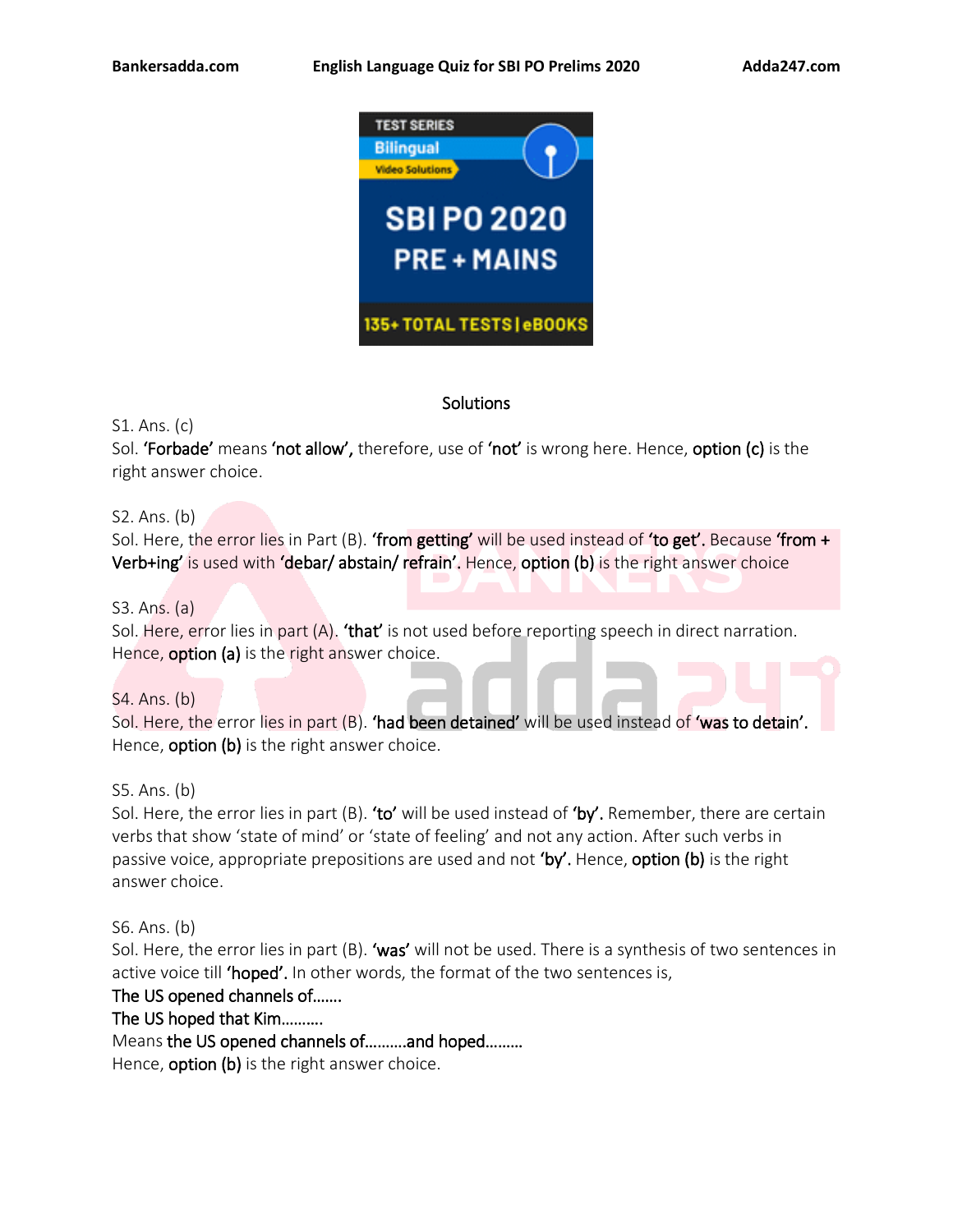## Solutions

S1. Ans. (c)
Sol. **'Forbade'** means **'not allow',** therefore, use of **'not'** is wrong here. Hence, **option (c)** is the right answer choice.

S2. Ans. (b)
Sol. Here, the error lies in Part (B). **'from getting'** will be used instead of **'to get'.** Because **'from + Verb+ing'** is used with **'debar/ abstain/ refrain'.** Hence, **option (b)** is the right answer choice

S3. Ans. (a)
Sol. Here, error lies in part (A). **'that'** is not used before reporting speech in direct narration. Hence, **option (a)** is the right answer choice.

S4. Ans. (b)
Sol. Here, the error lies in part (B). **'had been detained'** will be used instead of **'was to detain'.** Hence, **option (b)** is the right answer choice.

S5. Ans. (b)
Sol. Here, the error lies in part (B). **'to'** will be used instead of **'by'.** Remember, there are certain verbs that show 'state of mind' or 'state of feeling' and not any action. After such verbs in passive voice, appropriate prepositions are used and not **'by'.** Hence, **option (b)** is the right answer choice.

S6. Ans. (b)
Sol. Here, the error lies in part (B). **'was'** will not be used. There is a synthesis of two sentences in active voice till **'hoped'.** In other words, the format of the two sentences is,
**The US opened channels of…….**
**The US hoped that Kim……….**
Means **the US opened channels of……….and hoped………**
Hence, **option (b)** is the right answer choice.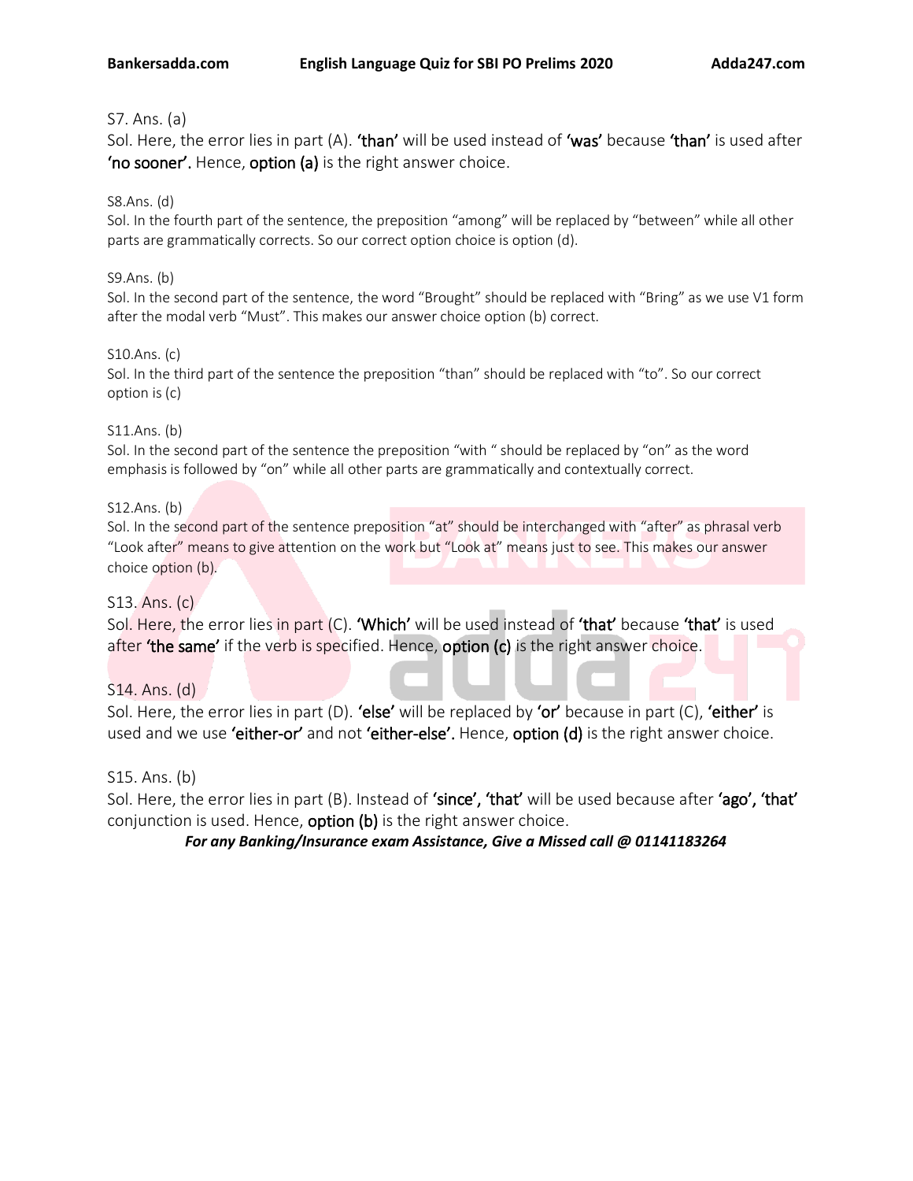S7. Ans. (a)

Sol. Here, the error lies in part (A). **'than'** will be used instead of **'was'** because **'than'** is used after **'no sooner'.** Hence, **option (a)** is the right answer choice.

S8.Ans. (d)

Sol. In the fourth part of the sentence, the preposition "among" will be replaced by "between" while all other parts are grammatically corrects. So our correct option choice is option (d).

S9.Ans. (b)

Sol. In the second part of the sentence, the word "Brought" should be replaced with "Bring" as we use V1 form after the modal verb "Must". This makes our answer choice option (b) correct.

S10.Ans. (c)

Sol. In the third part of the sentence the preposition "than" should be replaced with "to". So our correct option is (c)

S11.Ans. (b)

Sol. In the second part of the sentence the preposition "with " should be replaced by "on" as the word emphasis is followed by "on" while all other parts are grammatically and contextually correct.

S12.Ans. (b)

Sol. In the second part of the sentence preposition "at" should be interchanged with "after" as phrasal verb "Look after" means to give attention on the work but "Look at" means just to see. This makes our answer choice option (b).

S13. Ans. (c)

Sol. Here, the error lies in part (C). **'Which'** will be used instead of **'that'** because **'that'** is used after **'the same'** if the verb is specified. Hence, **option (c)** is the right answer choice.

S14. Ans. (d)

Sol. Here, the error lies in part (D). **'else'** will be replaced by **'or'** because in part (C), **'either'** is used and we use **'either-or'** and not **'either-else'.** Hence, **option (d)** is the right answer choice.

S15. Ans. (b)

Sol. Here, the error lies in part (B). Instead of **'since'**, **'that'** will be used because after **'ago'**, **'that'** conjunction is used. Hence, **option (b)** is the right answer choice.

***For any Banking/Insurance exam Assistance, Give a Missed call @ 01141183264***